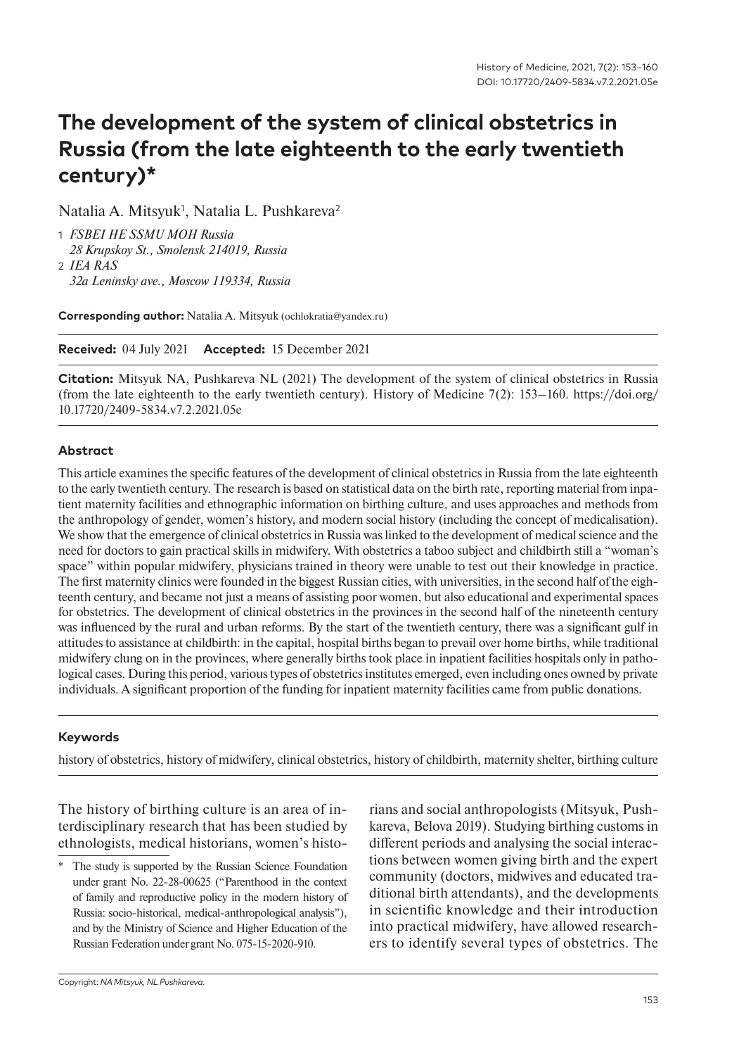# The development of the system of clinical obstetrics in Russia (from the late eighteenth to the early twentieth century)*

Natalia A. Mitsyuk[1], Natalia L. Pushkareva[2]

1 *FSBEI HE SSMU MOH Russia*
*28 Krupskoy St., Smolensk 214019, Russia*

2 *IEA RAS*
*32a Leninsky ave., Moscow 119334, Russia*

**Corresponding author:** Natalia A. Mitsyuk (ochlokratia@yandex.ru)

**Received:** 04 July 2021 **Accepted:** 15 December 2021

**Citation:** Mitsyuk NA, Pushkareva NL (2021) The development of the system of clinical obstetrics in Russia (from the late eighteenth to the early twentieth century). History of Medicine 7(2): 153–160. https://doi.org/10.17720/2409-5834.v7.2.2021.05e

### Abstract

This article examines the specific features of the development of clinical obstetrics in Russia from the late eighteenth to the early twentieth century. The research is based on statistical data on the birth rate, reporting material from inpatient maternity facilities and ethnographic information on birthing culture, and uses approaches and methods from the anthropology of gender, women's history, and modern social history (including the concept of medicalisation). We show that the emergence of clinical obstetrics in Russia was linked to the development of medical science and the need for doctors to gain practical skills in midwifery. With obstetrics a taboo subject and childbirth still a "woman's space" within popular midwifery, physicians trained in theory were unable to test out their knowledge in practice. The first maternity clinics were founded in the biggest Russian cities, with universities, in the second half of the eighteenth century, and became not just a means of assisting poor women, but also educational and experimental spaces for obstetrics. The development of clinical obstetrics in the provinces in the second half of the nineteenth century was influenced by the rural and urban reforms. By the start of the twentieth century, there was a significant gulf in attitudes to assistance at childbirth: in the capital, hospital births began to prevail over home births, while traditional midwifery clung on in the provinces, where generally births took place in inpatient facilities hospitals only in pathological cases. During this period, various types of obstetrics institutes emerged, even including ones owned by private individuals. A significant proportion of the funding for inpatient maternity facilities came from public donations.

### Keywords

history of obstetrics, history of midwifery, clinical obstetrics, history of childbirth, maternity shelter, birthing culture

The history of birthing culture is an area of interdisciplinary research that has been studied by ethnologists, medical historians, women's historians and social anthropologists (Mitsyuk, Pushkareva, Belova 2019). Studying birthing customs in different periods and analysing the social interactions between women giving birth and the expert community (doctors, midwives and educated traditional birth attendants), and the developments in scientific knowledge and their introduction into practical midwifery, have allowed researchers to identify several types of obstetrics. The

\* The study is supported by the Russian Science Foundation under grant No. 22-28-00625 ("Parenthood in the context of family and reproductive policy in the modern history of Russia: socio-historical, medical-anthropological analysis"), and by the Ministry of Science and Higher Education of the Russian Federation under grant No. 075-15-2020-910.

Copyright: *NA Mitsyuk, NL Pushkareva.*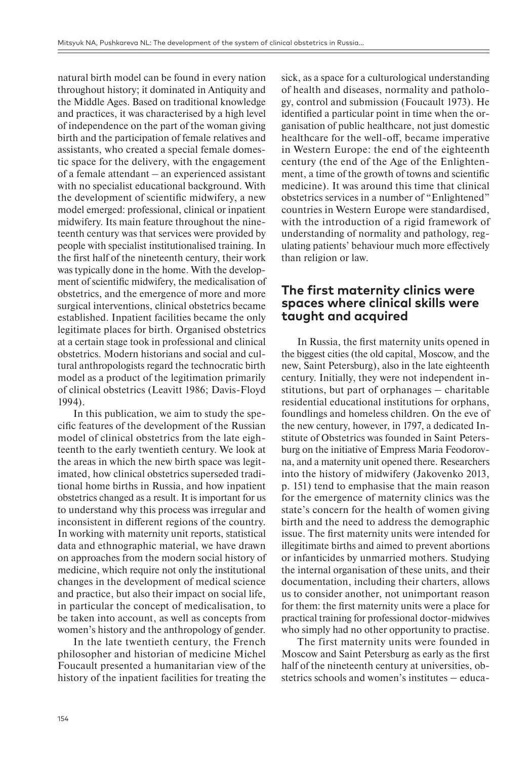natural birth model can be found in every nation throughout history; it dominated in Antiquity and the Middle Ages. Based on traditional knowledge and practices, it was characterised by a high level of independence on the part of the woman giving birth and the participation of female relatives and assistants, who created a special female domestic space for the delivery, with the engagement of a female attendant – an experienced assistant with no specialist educational background. With the development of scientific midwifery, a new model emerged: professional, clinical or inpatient midwifery. Its main feature throughout the nineteenth century was that services were provided by people with specialist institutionalised training. In the first half of the nineteenth century, their work was typically done in the home. With the development of scientific midwifery, the medicalisation of obstetrics, and the emergence of more and more surgical interventions, clinical obstetrics became established. Inpatient facilities became the only legitimate places for birth. Organised obstetrics at a certain stage took in professional and clinical obstetrics. Modern historians and social and cultural anthropologists regard the technocratic birth model as a product of the legitimation primarily of clinical obstetrics (Leavitt 1986; Davis-Floyd 1994).

In this publication, we aim to study the specific features of the development of the Russian model of clinical obstetrics from the late eighteenth to the early twentieth century. We look at the areas in which the new birth space was legitimated, how clinical obstetrics superseded traditional home births in Russia, and how inpatient obstetrics changed as a result. It is important for us to understand why this process was irregular and inconsistent in different regions of the country. In working with maternity unit reports, statistical data and ethnographic material, we have drawn on approaches from the modern social history of medicine, which require not only the institutional changes in the development of medical science and practice, but also their impact on social life, in particular the concept of medicalisation, to be taken into account, as well as concepts from women's history and the anthropology of gender.

In the late twentieth century, the French philosopher and historian of medicine Michel Foucault presented a humanitarian view of the history of the inpatient facilities for treating the sick, as a space for a culturological understanding of health and diseases, normality and pathology, control and submission (Foucault 1973). He identified a particular point in time when the organisation of public healthcare, not just domestic healthcare for the well-off, became imperative in Western Europe: the end of the eighteenth century (the end of the Age of the Enlightenment, a time of the growth of towns and scientific medicine). It was around this time that clinical obstetrics services in a number of "Enlightened" countries in Western Europe were standardised, with the introduction of a rigid framework of understanding of normality and pathology, regulating patients' behaviour much more effectively than religion or law.

## The first maternity clinics were spaces where clinical skills were taught and acquired

In Russia, the first maternity units opened in the biggest cities (the old capital, Moscow, and the new, Saint Petersburg), also in the late eighteenth century. Initially, they were not independent institutions, but part of orphanages – charitable residential educational institutions for orphans, foundlings and homeless children. On the eve of the new century, however, in 1797, a dedicated Institute of Obstetrics was founded in Saint Petersburg on the initiative of Empress Maria Feodorovna, and a maternity unit opened there. Researchers into the history of midwifery (Jakovenko 2013, p. 151) tend to emphasise that the main reason for the emergence of maternity clinics was the state's concern for the health of women giving birth and the need to address the demographic issue. The first maternity units were intended for illegitimate births and aimed to prevent abortions or infanticides by unmarried mothers. Studying the internal organisation of these units, and their documentation, including their charters, allows us to consider another, not unimportant reason for them: the first maternity units were a place for practical training for professional doctor-midwives who simply had no other opportunity to practise.

The first maternity units were founded in Moscow and Saint Petersburg as early as the first half of the nineteenth century at universities, obstetrics schools and women's institutes – educa-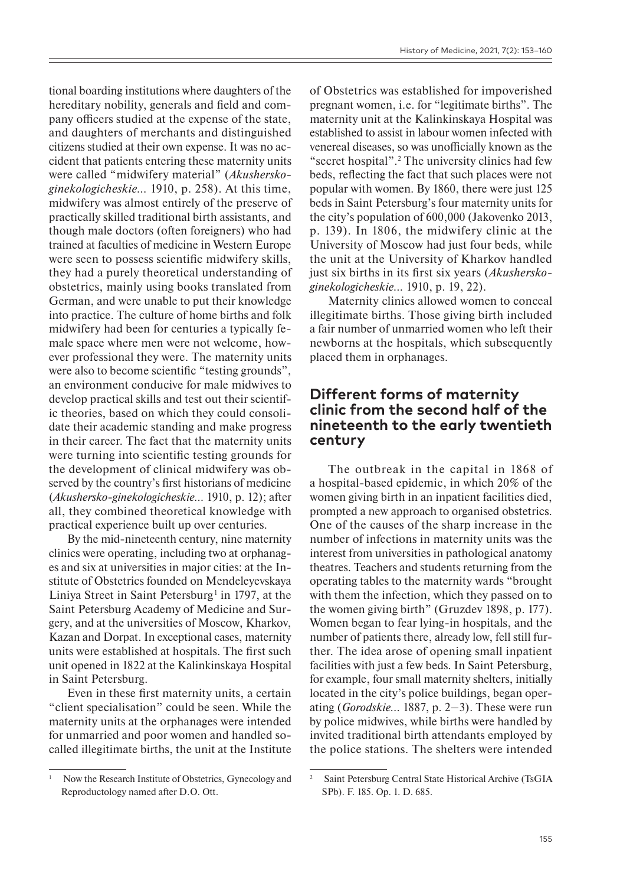tional boarding institutions where daughters of the hereditary nobility, generals and field and company officers studied at the expense of the state, and daughters of merchants and distinguished citizens studied at their own expense. It was no accident that patients entering these maternity units were called "midwifery material" (*Akushersko-ginekologicheskie...* 1910, p. 258). At this time, midwifery was almost entirely of the preserve of practically skilled traditional birth assistants, and though male doctors (often foreigners) who had trained at faculties of medicine in Western Europe were seen to possess scientific midwifery skills, they had a purely theoretical understanding of obstetrics, mainly using books translated from German, and were unable to put their knowledge into practice. The culture of home births and folk midwifery had been for centuries a typically female space where men were not welcome, however professional they were. The maternity units were also to become scientific "testing grounds", an environment conducive for male midwives to develop practical skills and test out their scientific theories, based on which they could consolidate their academic standing and make progress in their career. The fact that the maternity units were turning into scientific testing grounds for the development of clinical midwifery was observed by the country's first historians of medicine (*Akushersko-ginekologicheskie...* 1910, p. 12); after all, they combined theoretical knowledge with practical experience built up over centuries.

By the mid-nineteenth century, nine maternity clinics were operating, including two at orphanages and six at universities in major cities: at the Institute of Obstetrics founded on Mendeleyevskaya Liniya Street in Saint Petersburg[1] in 1797, at the Saint Petersburg Academy of Medicine and Surgery, and at the universities of Moscow, Kharkov, Kazan and Dorpat. In exceptional cases, maternity units were established at hospitals. The first such unit opened in 1822 at the Kalinkinskaya Hospital in Saint Petersburg.

Even in these first maternity units, a certain "client specialisation" could be seen. While the maternity units at the orphanages were intended for unmarried and poor women and handled so-called illegitimate births, the unit at the Institute of Obstetrics was established for impoverished pregnant women, i.e. for "legitimate births". The maternity unit at the Kalinkinskaya Hospital was established to assist in labour women infected with venereal diseases, so was unofficially known as the "secret hospital".[2] The university clinics had few beds, reflecting the fact that such places were not popular with women. By 1860, there were just 125 beds in Saint Petersburg's four maternity units for the city's population of 600,000 (Jakovenko 2013, p. 139). In 1806, the midwifery clinic at the University of Moscow had just four beds, while the unit at the University of Kharkov handled just six births in its first six years (*Akushersko-ginekologicheskie...* 1910, p. 19, 22).

Maternity clinics allowed women to conceal illegitimate births. Those giving birth included a fair number of unmarried women who left their newborns at the hospitals, which subsequently placed them in orphanages.

## Different forms of maternity clinic from the second half of the nineteenth to the early twentieth century

The outbreak in the capital in 1868 of a hospital-based epidemic, in which 20% of the women giving birth in an inpatient facilities died, prompted a new approach to organised obstetrics. One of the causes of the sharp increase in the number of infections in maternity units was the interest from universities in pathological anatomy theatres. Teachers and students returning from the operating tables to the maternity wards "brought with them the infection, which they passed on to the women giving birth" (Gruzdev 1898, p. 177). Women began to fear lying-in hospitals, and the number of patients there, already low, fell still further. The idea arose of opening small inpatient facilities with just a few beds. In Saint Petersburg, for example, four small maternity shelters, initially located in the city's police buildings, began operating (*Gorodskie...* 1887, p. 2–3). These were run by police midwives, while births were handled by invited traditional birth attendants employed by the police stations. The shelters were intended

---

[1] Now the Research Institute of Obstetrics, Gynecology and Reproductology named after D.O. Ott.

[2] Saint Petersburg Central State Historical Archive (TsGIA SPb). F. 185. Op. 1. D. 685.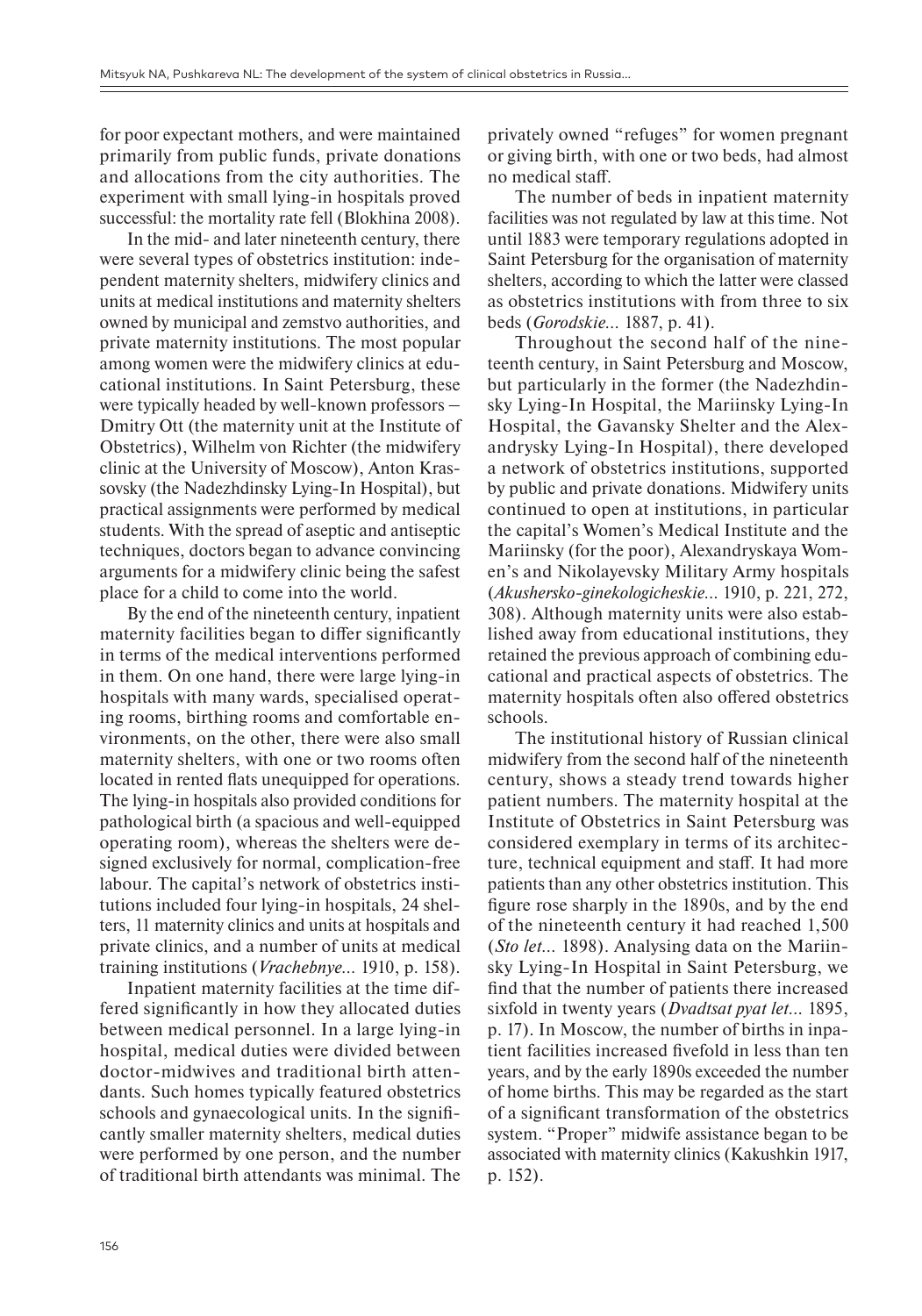for poor expectant mothers, and were maintained primarily from public funds, private donations and allocations from the city authorities. The experiment with small lying-in hospitals proved successful: the mortality rate fell (Blokhina 2008).

In the mid- and later nineteenth century, there were several types of obstetrics institution: independent maternity shelters, midwifery clinics and units at medical institutions and maternity shelters owned by municipal and zemstvo authorities, and private maternity institutions. The most popular among women were the midwifery clinics at educational institutions. In Saint Petersburg, these were typically headed by well-known professors – Dmitry Ott (the maternity unit at the Institute of Obstetrics), Wilhelm von Richter (the midwifery clinic at the University of Moscow), Anton Krassovsky (the Nadezhdinsky Lying-In Hospital), but practical assignments were performed by medical students. With the spread of aseptic and antiseptic techniques, doctors began to advance convincing arguments for a midwifery clinic being the safest place for a child to come into the world.

By the end of the nineteenth century, inpatient maternity facilities began to differ significantly in terms of the medical interventions performed in them. On one hand, there were large lying-in hospitals with many wards, specialised operating rooms, birthing rooms and comfortable environments, on the other, there were also small maternity shelters, with one or two rooms often located in rented flats unequipped for operations. The lying-in hospitals also provided conditions for pathological birth (a spacious and well-equipped operating room), whereas the shelters were designed exclusively for normal, complication-free labour. The capital's network of obstetrics institutions included four lying-in hospitals, 24 shelters, 11 maternity clinics and units at hospitals and private clinics, and a number of units at medical training institutions (*Vrachebnye...* 1910, p. 158).

Inpatient maternity facilities at the time differed significantly in how they allocated duties between medical personnel. In a large lying-in hospital, medical duties were divided between doctor-midwives and traditional birth attendants. Such homes typically featured obstetrics schools and gynaecological units. In the significantly smaller maternity shelters, medical duties were performed by one person, and the number of traditional birth attendants was minimal. The privately owned "refuges" for women pregnant or giving birth, with one or two beds, had almost no medical staff.

The number of beds in inpatient maternity facilities was not regulated by law at this time. Not until 1883 were temporary regulations adopted in Saint Petersburg for the organisation of maternity shelters, according to which the latter were classed as obstetrics institutions with from three to six beds (*Gorodskie...* 1887, p. 41).

Throughout the second half of the nineteenth century, in Saint Petersburg and Moscow, but particularly in the former (the Nadezhdinsky Lying-In Hospital, the Mariinsky Lying-In Hospital, the Gavansky Shelter and the Alexandrysky Lying-In Hospital), there developed a network of obstetrics institutions, supported by public and private donations. Midwifery units continued to open at institutions, in particular the capital's Women's Medical Institute and the Mariinsky (for the poor), Alexandryskaya Women's and Nikolayevsky Military Army hospitals (*Akushersko-ginekologicheskie...* 1910, p. 221, 272, 308). Although maternity units were also established away from educational institutions, they retained the previous approach of combining educational and practical aspects of obstetrics. The maternity hospitals often also offered obstetrics schools.

The institutional history of Russian clinical midwifery from the second half of the nineteenth century, shows a steady trend towards higher patient numbers. The maternity hospital at the Institute of Obstetrics in Saint Petersburg was considered exemplary in terms of its architecture, technical equipment and staff. It had more patients than any other obstetrics institution. This figure rose sharply in the 1890s, and by the end of the nineteenth century it had reached 1,500 (*Sto let...* 1898). Analysing data on the Mariinsky Lying-In Hospital in Saint Petersburg, we find that the number of patients there increased sixfold in twenty years (*Dvadtsat pyat let...* 1895, p. 17). In Moscow, the number of births in inpatient facilities increased fivefold in less than ten years, and by the early 1890s exceeded the number of home births. This may be regarded as the start of a significant transformation of the obstetrics system. "Proper" midwife assistance began to be associated with maternity clinics (Kakushkin 1917, p. 152).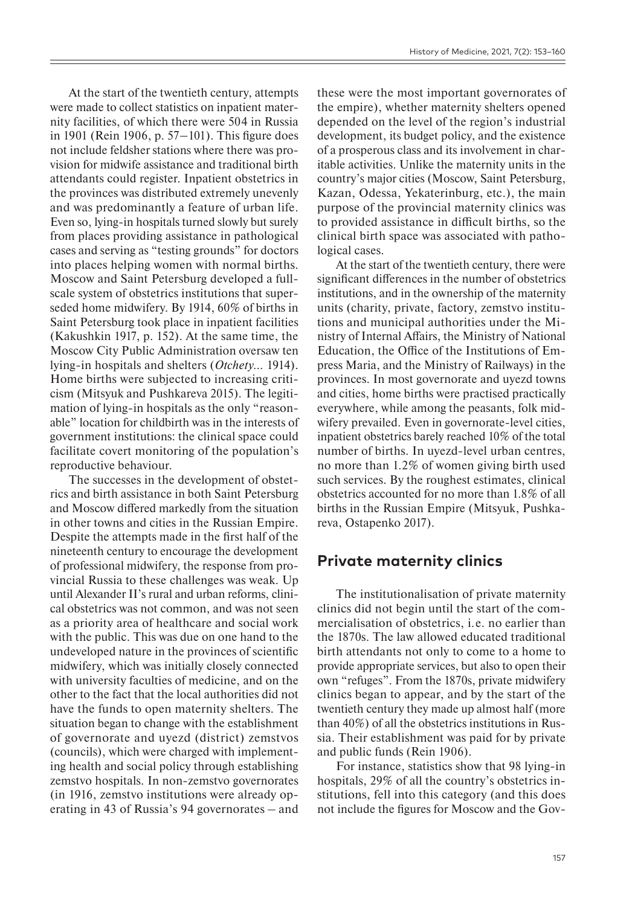At the start of the twentieth century, attempts were made to collect statistics on inpatient maternity facilities, of which there were 504 in Russia in 1901 (Rein 1906, p. 57–101). This figure does not include feldsher stations where there was provision for midwife assistance and traditional birth attendants could register. Inpatient obstetrics in the provinces was distributed extremely unevenly and was predominantly a feature of urban life. Even so, lying-in hospitals turned slowly but surely from places providing assistance in pathological cases and serving as "testing grounds" for doctors into places helping women with normal births. Moscow and Saint Petersburg developed a full-scale system of obstetrics institutions that superseded home midwifery. By 1914, 60% of births in Saint Petersburg took place in inpatient facilities (Kakushkin 1917, p. 152). At the same time, the Moscow City Public Administration oversaw ten lying-in hospitals and shelters (*Otchety...* 1914). Home births were subjected to increasing criticism (Mitsyuk and Pushkareva 2015). The legitimation of lying-in hospitals as the only "reasonable" location for childbirth was in the interests of government institutions: the clinical space could facilitate covert monitoring of the population's reproductive behaviour.

The successes in the development of obstetrics and birth assistance in both Saint Petersburg and Moscow differed markedly from the situation in other towns and cities in the Russian Empire. Despite the attempts made in the first half of the nineteenth century to encourage the development of professional midwifery, the response from provincial Russia to these challenges was weak. Up until Alexander II's rural and urban reforms, clinical obstetrics was not common, and was not seen as a priority area of healthcare and social work with the public. This was due on one hand to the undeveloped nature in the provinces of scientific midwifery, which was initially closely connected with university faculties of medicine, and on the other to the fact that the local authorities did not have the funds to open maternity shelters. The situation began to change with the establishment of governorate and uyezd (district) zemstvos (councils), which were charged with implementing health and social policy through establishing zemstvo hospitals. In non-zemstvo governorates (in 1916, zemstvo institutions were already operating in 43 of Russia's 94 governorates – and these were the most important governorates of the empire), whether maternity shelters opened depended on the level of the region's industrial development, its budget policy, and the existence of a prosperous class and its involvement in charitable activities. Unlike the maternity units in the country's major cities (Moscow, Saint Petersburg, Kazan, Odessa, Yekaterinburg, etc.), the main purpose of the provincial maternity clinics was to provided assistance in difficult births, so the clinical birth space was associated with pathological cases.

At the start of the twentieth century, there were significant differences in the number of obstetrics institutions, and in the ownership of the maternity units (charity, private, factory, zemstvo institutions and municipal authorities under the Ministry of Internal Affairs, the Ministry of National Education, the Office of the Institutions of Empress Maria, and the Ministry of Railways) in the provinces. In most governorate and uyezd towns and cities, home births were practised practically everywhere, while among the peasants, folk midwifery prevailed. Even in governorate-level cities, inpatient obstetrics barely reached 10% of the total number of births. In uyezd-level urban centres, no more than 1.2% of women giving birth used such services. By the roughest estimates, clinical obstetrics accounted for no more than 1.8% of all births in the Russian Empire (Mitsyuk, Pushkareva, Ostapenko 2017).

## Private maternity clinics

The institutionalisation of private maternity clinics did not begin until the start of the commercialisation of obstetrics, i.e. no earlier than the 1870s. The law allowed educated traditional birth attendants not only to come to a home to provide appropriate services, but also to open their own "refuges". From the 1870s, private midwifery clinics began to appear, and by the start of the twentieth century they made up almost half (more than 40%) of all the obstetrics institutions in Russia. Their establishment was paid for by private and public funds (Rein 1906).

For instance, statistics show that 98 lying-in hospitals, 29% of all the country's obstetrics institutions, fell into this category (and this does not include the figures for Moscow and the Gov-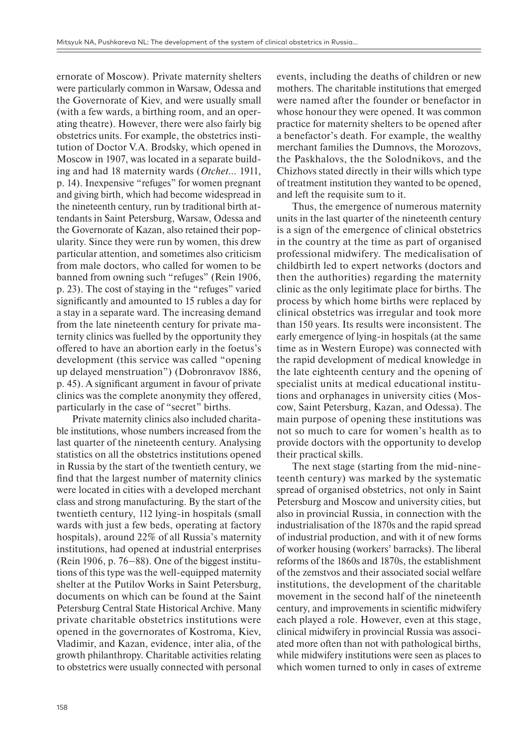ernorate of Moscow). Private maternity shelters were particularly common in Warsaw, Odessa and the Governorate of Kiev, and were usually small (with a few wards, a birthing room, and an operating theatre). However, there were also fairly big obstetrics units. For example, the obstetrics institution of Doctor V.A. Brodsky, which opened in Moscow in 1907, was located in a separate building and had 18 maternity wards (*Otchet*... 1911, p. 14). Inexpensive "refuges" for women pregnant and giving birth, which had become widespread in the nineteenth century, run by traditional birth attendants in Saint Petersburg, Warsaw, Odessa and the Governorate of Kazan, also retained their popularity. Since they were run by women, this drew particular attention, and sometimes also criticism from male doctors, who called for women to be banned from owning such "refuges" (Rein 1906, p. 23). The cost of staying in the "refuges" varied significantly and amounted to 15 rubles a day for a stay in a separate ward. The increasing demand from the late nineteenth century for private maternity clinics was fuelled by the opportunity they offered to have an abortion early in the foetus's development (this service was called "opening up delayed menstruation") (Dobronravov 1886, p. 45). A significant argument in favour of private clinics was the complete anonymity they offered, particularly in the case of "secret" births.

Private maternity clinics also included charitable institutions, whose numbers increased from the last quarter of the nineteenth century. Analysing statistics on all the obstetrics institutions opened in Russia by the start of the twentieth century, we find that the largest number of maternity clinics were located in cities with a developed merchant class and strong manufacturing. By the start of the twentieth century, 112 lying-in hospitals (small wards with just a few beds, operating at factory hospitals), around 22% of all Russia's maternity institutions, had opened at industrial enterprises (Rein 1906, p. 76–88). One of the biggest institutions of this type was the well-equipped maternity shelter at the Putilov Works in Saint Petersburg, documents on which can be found at the Saint Petersburg Central State Historical Archive. Many private charitable obstetrics institutions were opened in the governorates of Kostroma, Kiev, Vladimir, and Kazan, evidence, inter alia, of the growth philanthropy. Charitable activities relating to obstetrics were usually connected with personal events, including the deaths of children or new mothers. The charitable institutions that emerged were named after the founder or benefactor in whose honour they were opened. It was common practice for maternity shelters to be opened after a benefactor's death. For example, the wealthy merchant families the Dumnovs, the Morozovs, the Paskhalovs, the the Solodnikovs, and the Chizhovs stated directly in their wills which type of treatment institution they wanted to be opened, and left the requisite sum to it.

Thus, the emergence of numerous maternity units in the last quarter of the nineteenth century is a sign of the emergence of clinical obstetrics in the country at the time as part of organised professional midwifery. The medicalisation of childbirth led to expert networks (doctors and then the authorities) regarding the maternity clinic as the only legitimate place for births. The process by which home births were replaced by clinical obstetrics was irregular and took more than 150 years. Its results were inconsistent. The early emergence of lying-in hospitals (at the same time as in Western Europe) was connected with the rapid development of medical knowledge in the late eighteenth century and the opening of specialist units at medical educational institutions and orphanages in university cities (Moscow, Saint Petersburg, Kazan, and Odessa). The main purpose of opening these institutions was not so much to care for women's health as to provide doctors with the opportunity to develop their practical skills.

The next stage (starting from the mid-nineteenth century) was marked by the systematic spread of organised obstetrics, not only in Saint Petersburg and Moscow and university cities, but also in provincial Russia, in connection with the industrialisation of the 1870s and the rapid spread of industrial production, and with it of new forms of worker housing (workers' barracks). The liberal reforms of the 1860s and 1870s, the establishment of the zemstvos and their associated social welfare institutions, the development of the charitable movement in the second half of the nineteenth century, and improvements in scientific midwifery each played a role. However, even at this stage, clinical midwifery in provincial Russia was associated more often than not with pathological births, while midwifery institutions were seen as places to which women turned to only in cases of extreme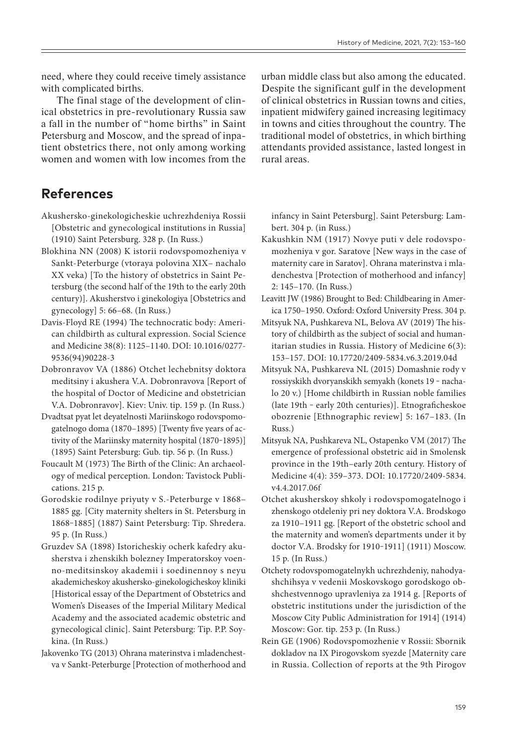need, where they could receive timely assistance with complicated births.

The final stage of the development of clinical obstetrics in pre-revolutionary Russia saw a fall in the number of "home births" in Saint Petersburg and Moscow, and the spread of inpatient obstetrics there, not only among working women and women with low incomes from the urban middle class but also among the educated. Despite the significant gulf in the development of clinical obstetrics in Russian towns and cities, inpatient midwifery gained increasing legitimacy in towns and cities throughout the country. The traditional model of obstetrics, in which birthing attendants provided assistance, lasted longest in rural areas.

## References

Akushersko-ginekologicheskie uchrezhdeniya Rossii [Obstetric and gynecological institutions in Russia] (1910) Saint Petersburg. 328 p. (In Russ.)

Blokhina NN (2008) K istorii rodovspomozheniya v Sankt-Peterburge (vtoraya polovina XIX– nachalo XX veka) [To the history of obstetrics in Saint Petersburg (the second half of the 19th to the early 20th century)]. Akusherstvo i ginekologiya [Obstetrics and gynecology] 5: 66–68. (In Russ.)

Davis-Floyd RE (1994) The technocratic body: American childbirth as cultural expression. Social Science and Medicine 38(8): 1125–1140. DOI: 10.1016/0277-9536(94)90228-3

Dobronravov VA (1886) Otchet lechebnitsy doktora meditsiny i akushera V.A. Dobronravova [Report of the hospital of Doctor of Medicine and obstetrician V.A. Dobronravov]. Kiev: Univ. tip. 159 p. (In Russ.)

Dvadtsat pyat let deyatelnosti Mariinskogo rodovspomogatelnogo doma (1870–1895) [Twenty five years of activity of the Mariinsky maternity hospital (1870-1895)] (1895) Saint Petersburg: Gub. tip. 56 p. (In Russ.)

Foucault M (1973) The Birth of the Clinic: An archaeology of medical perception. London: Tavistock Publications. 215 p.

Gorodskie rodilnye priyuty v S.-Peterburge v 1868–1885 gg. [City maternity shelters in St. Petersburg in 1868-1885] (1887) Saint Petersburg: Tip. Shredera. 95 p. (In Russ.)

Gruzdev SA (1898) Istoricheskiy ocherk kafedry akusherstva i zhenskikh bolezney Imperatorskoy voenno-meditsinskoy akademii i soedinennoy s neyu akademicheskoy akushersko-ginekologicheskoy kliniki [Historical essay of the Department of Obstetrics and Women's Diseases of the Imperial Military Medical Academy and the associated academic obstetric and gynecological clinic]. Saint Petersburg: Tip. P.P. Soykina. (In Russ.)

Jakovenko TG (2013) Ohrana materinstva i mladenchestva v Sankt-Peterburge [Protection of motherhood and infancy in Saint Petersburg]. Saint Petersburg: Lambert. 304 p. (In Russ.)

Kakushkin NM (1917) Novye puti v dele rodovspomozheniya v gor. Saratove [New ways in the case of maternity care in Saratov]. Ohrana materinstva i mladenchestva [Protection of motherhood and infancy] 2: 145–170. (In Russ.)

Leavitt JW (1986) Brought to Bed: Childbearing in America 1750–1950. Oxford: Oxford University Press. 304 p.

Mitsyuk NA, Pushkareva NL, Belova AV (2019) The history of childbirth as the subject of social and humanitarian studies in Russia. History of Medicine 6(3): 153–157. DOI: 10.17720/2409-5834.v6.3.2019.04d

Mitsyuk NA, Pushkareva NL (2015) Domashnie rody v rossiyskikh dvoryanskikh semyakh (konets 19 - nachalo 20 v.) [Home childbirth in Russian noble families (late 19th - early 20th centuries)]. Etnograficheskoe obozrenie [Ethnographic review] 5: 167–183. (In Russ.)

Mitsyuk NA, Pushkareva NL, Ostapenko VM (2017) The emergence of professional obstetric aid in Smolensk province in the 19th–early 20th century. History of Medicine 4(4): 359–373. DOI: 10.17720/2409-5834.v4.4.2017.06f

Otchet akusherskoy shkoly i rodovspomogatelnogo i zhenskogo otdeleniy pri ney doktora V.A. Brodskogo za 1910–1911 gg. [Report of the obstetric school and the maternity and women's departments under it by doctor V.A. Brodsky for 1910-1911] (1911) Moscow. 15 p. (In Russ.)

Otchety rodovspomogatelnykh uchrezhdeniy, nahodyashchihsya v vedenii Moskovskogo gorodskogo obshchestvennogo upravleniya za 1914 g. [Reports of obstetric institutions under the jurisdiction of the Moscow City Public Administration for 1914] (1914) Moscow: Gor. tip. 253 p. (In Russ.)

Rein GE (1906) Rodovspomozhenie v Rossii: Sbornik dokladov na IX Pirogovskom syezde [Maternity care in Russia. Collection of reports at the 9th Pirogov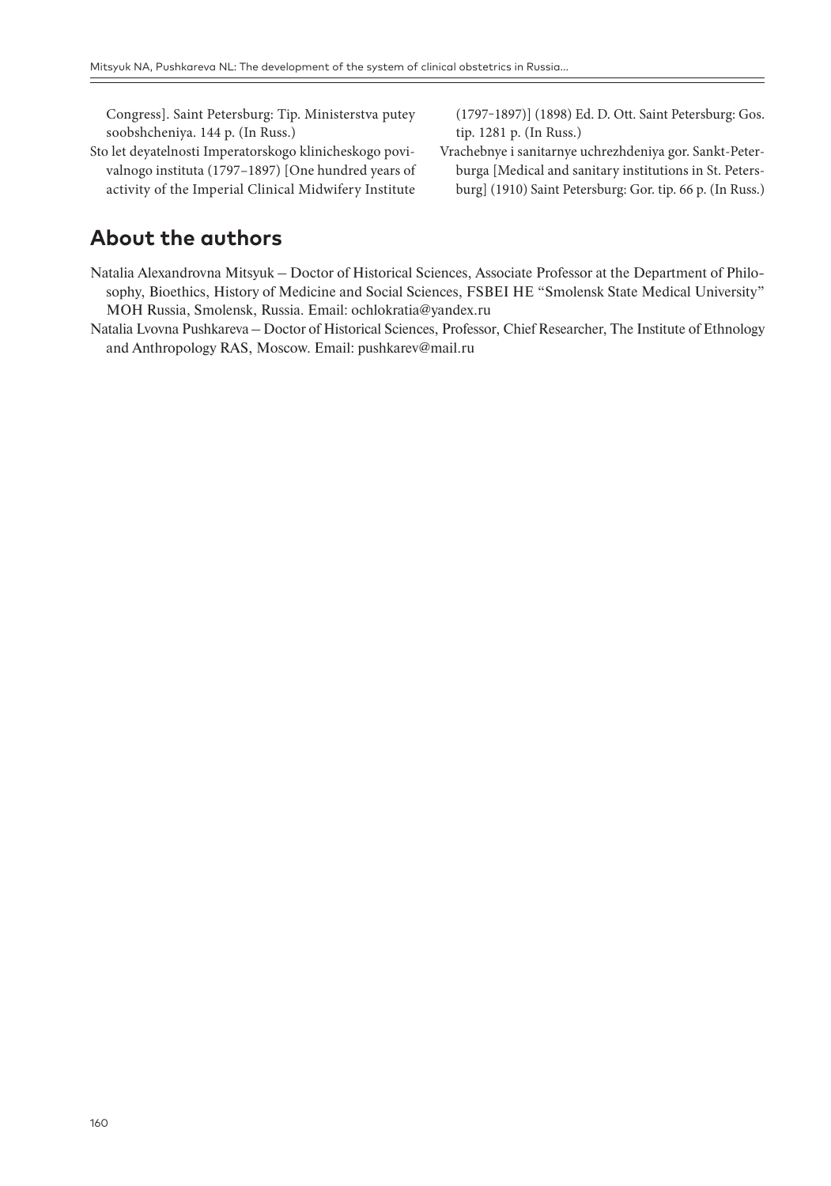Congress]. Saint Petersburg: Tip. Ministerstva putey soobshcheniya. 144 p. (In Russ.)

Sto let deyatelnosti Imperatorskogo klinicheskogo povivalnogo instituta (1797–1897) [One hundred years of activity of the Imperial Clinical Midwifery Institute (1797-1897)] (1898) Ed. D. Ott. Saint Petersburg: Gos. tip. 1281 p. (In Russ.)

Vrachebnye i sanitarnye uchrezhdeniya gor. Sankt-Peterburga [Medical and sanitary institutions in St. Petersburg] (1910) Saint Petersburg: Gor. tip. 66 p. (In Russ.)

## About the authors

Natalia Alexandrovna Mitsyuk – Doctor of Historical Sciences, Associate Professor at the Department of Philosophy, Bioethics, History of Medicine and Social Sciences, FSBEI HE "Smolensk State Medical University" MOH Russia, Smolensk, Russia. Email: ochlokratia@yandex.ru

Natalia Lvovna Pushkareva – Doctor of Historical Sciences, Professor, Chief Researcher, The Institute of Ethnology and Anthropology RAS, Moscow. Email: pushkarev@mail.ru